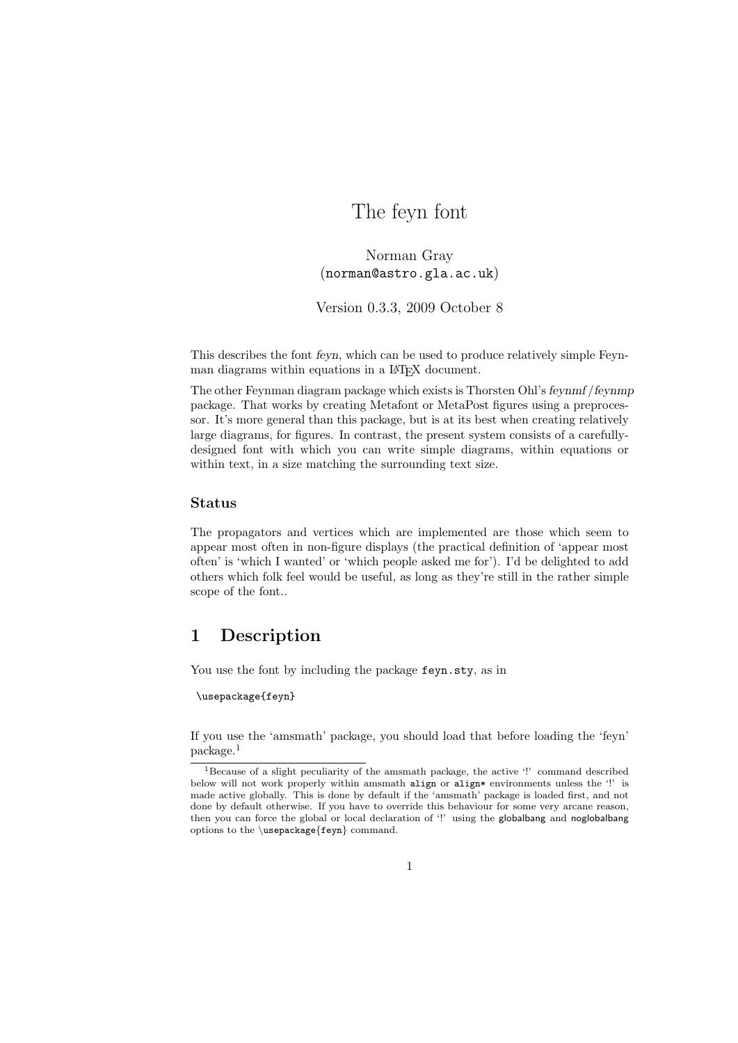# The feyn font

Norman Gray
(norman@astro.gla.ac.uk)

Version 0.3.3, 2009 October 8

This describes the font *feyn*, which can be used to produce relatively simple Feynman diagrams within equations in a LaTeX document.

The other Feynman diagram package which exists is Thorsten Ohl's *feynmf*/*feynmp* package. That works by creating Metafont or MetaPost figures using a preprocessor. It's more general than this package, but is at its best when creating relatively large diagrams, for figures. In contrast, the present system consists of a carefully-designed font with which you can write simple diagrams, within equations or within text, in a size matching the surrounding text size.

### Status

The propagators and vertices which are implemented are those which seem to appear most often in non-figure displays (the practical definition of 'appear most often' is 'which I wanted' or 'which people asked me for'). I'd be delighted to add others which folk feel would be useful, as long as they're still in the rather simple scope of the font..

## 1 Description

You use the font by including the package `feyn.sty`, as in

```
\usepackage{feyn}
```

If you use the 'amsmath' package, you should load that before loading the 'feyn' package.[1]

[1]Because of a slight peculiarity of the amsmath package, the active '!' command described below will not work properly within amsmath `align` or `align*` environments unless the '!' is made active globally. This is done by default if the 'amsmath' package is loaded first, and not done by default otherwise. If you have to override this behaviour for some very arcane reason, then you can force the global or local declaration of '!' using the globalbang and noglobalbang options to the `\usepackage{feyn}` command.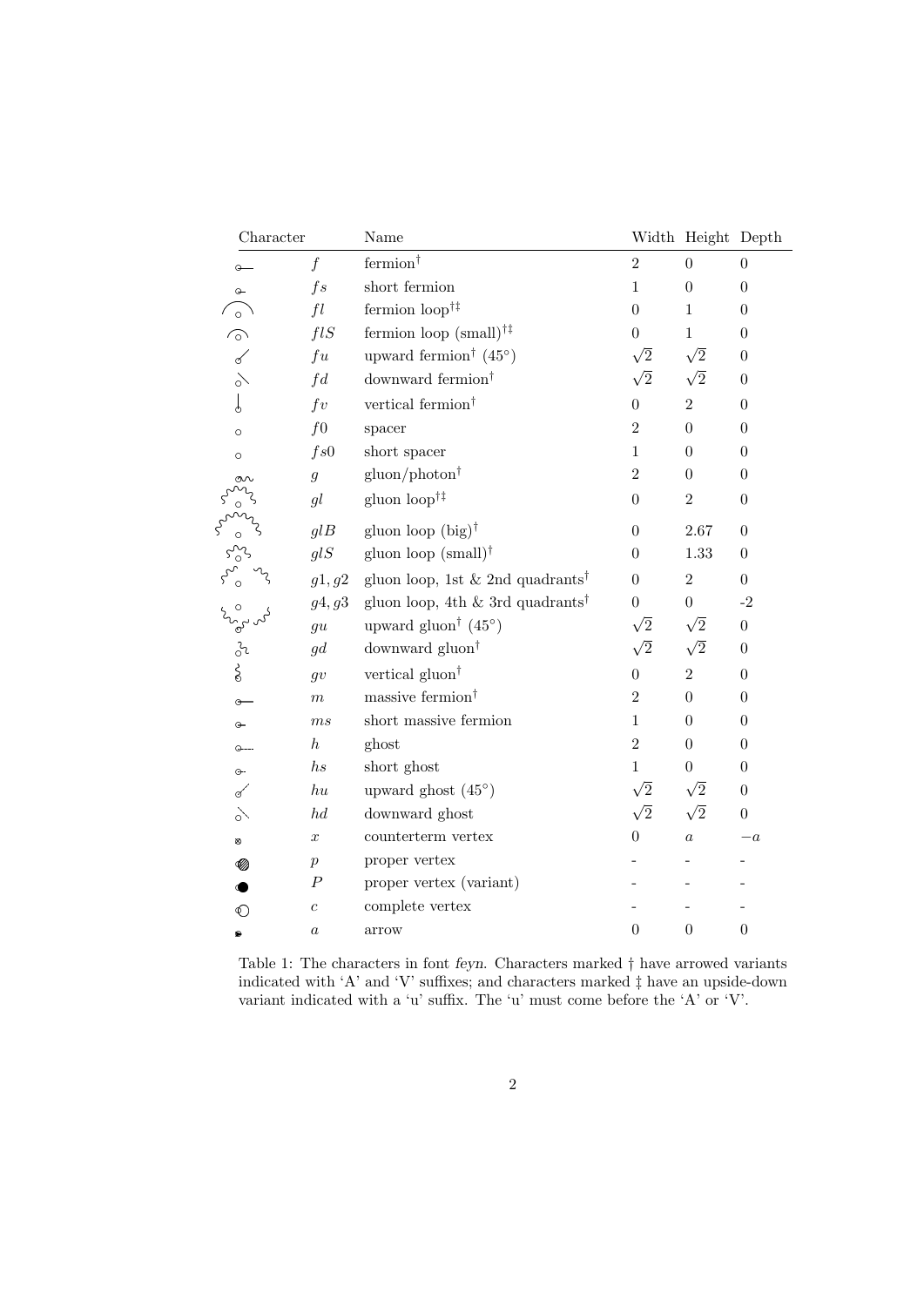| Character | | Name | Width | Height | Depth |
|---|---|---|---|---|---|
| | $f$ | fermion† | 2 | 0 | 0 |
| | $fs$ | short fermion | 1 | 0 | 0 |
| | $fl$ | fermion loop†‡ | 0 | 1 | 0 |
| | $flS$ | fermion loop (small)†‡ | 0 | 1 | 0 |
| | $fu$ | upward fermion† (45°) | $\sqrt{2}$ | $\sqrt{2}$ | 0 |
| | $fd$ | downward fermion† | $\sqrt{2}$ | $\sqrt{2}$ | 0 |
| | $fv$ | vertical fermion† | 0 | 2 | 0 |
| | $f0$ | spacer | 2 | 0 | 0 |
| | $fs0$ | short spacer | 1 | 0 | 0 |
| | $g$ | gluon/photon† | 2 | 0 | 0 |
| | $gl$ | gluon loop†‡ | 0 | 2 | 0 |
| | $glB$ | gluon loop (big)† | 0 | 2.67 | 0 |
| | $glS$ | gluon loop (small)† | 0 | 1.33 | 0 |
| | $g1, g2$ | gluon loop, 1st & 2nd quadrants† | 0 | 2 | 0 |
| | $g4, g3$ | gluon loop, 4th & 3rd quadrants† | 0 | 0 | -2 |
| | $gu$ | upward gluon† (45°) | $\sqrt{2}$ | $\sqrt{2}$ | 0 |
| | $gd$ | downward gluon† | $\sqrt{2}$ | $\sqrt{2}$ | 0 |
| | $gv$ | vertical gluon† | 0 | 2 | 0 |
| | $m$ | massive fermion† | 2 | 0 | 0 |
| | $ms$ | short massive fermion | 1 | 0 | 0 |
| | $h$ | ghost | 2 | 0 | 0 |
| | $hs$ | short ghost | 1 | 0 | 0 |
| | $hu$ | upward ghost (45°) | $\sqrt{2}$ | $\sqrt{2}$ | 0 |
| | $hd$ | downward ghost | $\sqrt{2}$ | $\sqrt{2}$ | 0 |
| | $x$ | counterterm vertex | 0 | $a$ | $-a$ |
| | $p$ | proper vertex | - | - | - |
| | $P$ | proper vertex (variant) | - | - | - |
| | $c$ | complete vertex | - | - | - |
| | $a$ | arrow | 0 | 0 | 0 |

Table 1: The characters in font *feyn*. Characters marked † have arrowed variants indicated with 'A' and 'V' suffixes; and characters marked ‡ have an upside-down variant indicated with a 'u' suffix. The 'u' must come before the 'A' or 'V'.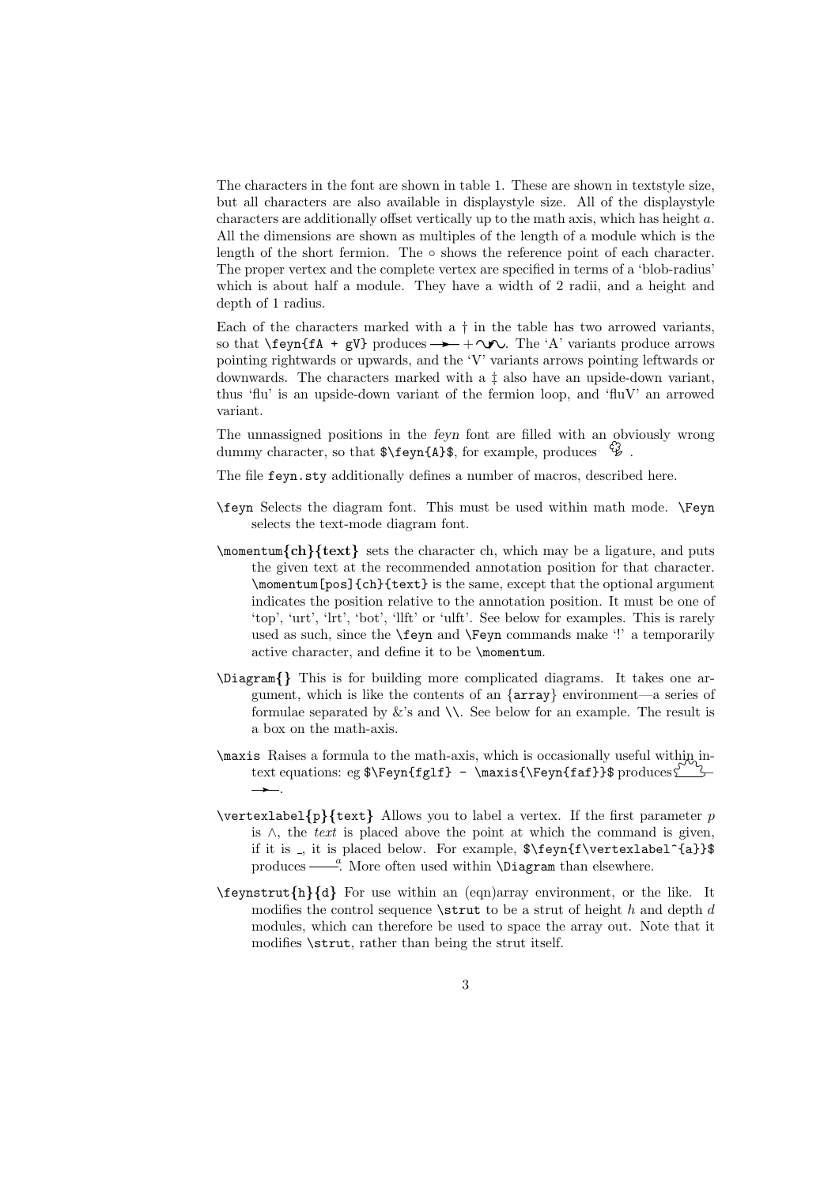The characters in the font are shown in table 1. These are shown in textstyle size, but all characters are also available in displaystyle size. All of the displaystyle characters are additionally offset vertically up to the math axis, which has height $a$. All the dimensions are shown as multiples of the length of a module which is the length of the short fermion. The ∘ shows the reference point of each character. The proper vertex and the complete vertex are specified in terms of a 'blob-radius' which is about half a module. They have a width of 2 radii, and a height and depth of 1 radius.

Each of the characters marked with a † in the table has two arrowed variants, so that `\feyn{fA + gV}` produces ⟶ + ∿∿. The 'A' variants produce arrows pointing rightwards or upwards, and the 'V' variants arrows pointing leftwards or downwards. The characters marked with a ‡ also have an upside-down variant, thus 'flu' is an upside-down variant of the fermion loop, and 'fluV' an arrowed variant.

The unassigned positions in the *feyn* font are filled with an obviously wrong dummy character, so that `$\feyn{A}$`, for example, produces ✿ .

The file `feyn.sty` additionally defines a number of macros, described here.

`\feyn` Selects the diagram font. This must be used within math mode. `\Feyn` selects the text-mode diagram font.

`\momentum`**{ch}{text}** sets the character ch, which may be a ligature, and puts the given text at the recommended annotation position for that character. `\momentum[pos]{ch}{text}` is the same, except that the optional argument indicates the position relative to the annotation position. It must be one of 'top', 'urt', 'lrt', 'bot', 'llft' or 'ulft'. See below for examples. This is rarely used as such, since the `\feyn` and `\Feyn` commands make '!' a temporarily active character, and define it to be `\momentum`.

`\Diagram`**{}** This is for building more complicated diagrams. It takes one argument, which is like the contents of an `{array}` environment—a series of formulae separated by &'s and `\\`. See below for an example. The result is a box on the math-axis.

`\maxis` Raises a formula to the math-axis, which is occasionally useful within in-text equations: eg `$\Feyn{fglf} - \maxis{\Feyn{faf}}$` produces ⌒⌒ – ⟶.

`\vertexlabel`**{p}{text}** Allows you to label a vertex. If the first parameter $p$ is ∧, the *text* is placed above the point at which the command is given, if it is _, it is placed below. For example, `$\feyn{f\vertexlabel^{a}}$` produces —$^{a}$. More often used within `\Diagram` than elsewhere.

`\feynstrut`**{h}{d}** For use within an (eqn)array environment, or the like. It modifies the control sequence `\strut` to be a strut of height $h$ and depth $d$ modules, which can therefore be used to space the array out. Note that it modifies `\strut`, rather than being the strut itself.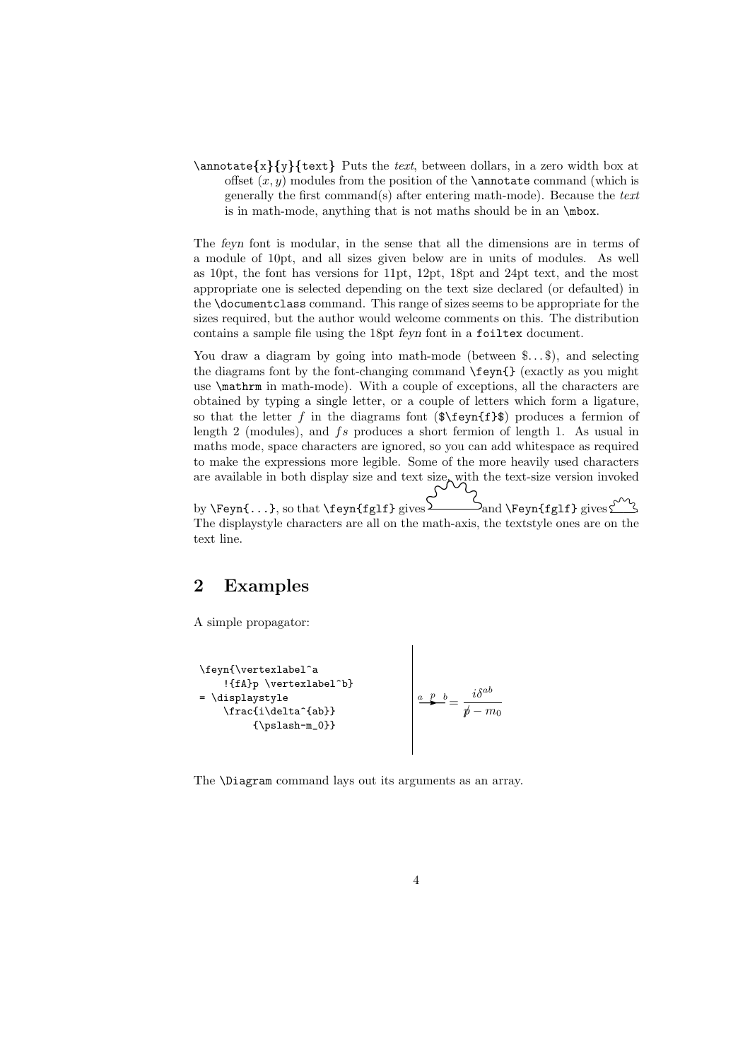`\annotate{x}{y}{text}` Puts the *text*, between dollars, in a zero width box at offset $(x, y)$ modules from the position of the `\annotate` command (which is generally the first command(s) after entering math-mode). Because the *text* is in math-mode, anything that is not maths should be in an `\mbox`.

The *feyn* font is modular, in the sense that all the dimensions are in terms of a module of 10pt, and all sizes given below are in units of modules. As well as 10pt, the font has versions for 11pt, 12pt, 18pt and 24pt text, and the most appropriate one is selected depending on the text size declared (or defaulted) in the `\documentclass` command. This range of sizes seems to be appropriate for the sizes required, but the author would welcome comments on this. The distribution contains a sample file using the 18pt *feyn* font in a `foiltex` document.

You draw a diagram by going into math-mode (between \$. . . \$), and selecting the diagrams font by the font-changing command `\feyn{}` (exactly as you might use `\mathrm` in math-mode). With a couple of exceptions, all the characters are obtained by typing a single letter, or a couple of letters which form a ligature, so that the letter $f$ in the diagrams font (`$\feyn{f}$`) produces a fermion of length 2 (modules), and $fs$ produces a short fermion of length 1. As usual in maths mode, space characters are ignored, so you can add whitespace as required to make the expressions more legible. Some of the more heavily used characters are available in both display size and text size, with the text-size version invoked by `\Feyn{...}`, so that `\feyn{fglf}` gives and `\Feyn{fglf}` gives. The displaystyle characters are all on the math-axis, the textstyle ones are on the text line.

## 2 Examples

A simple propagator:

```
\feyn{\vertexlabel^a
    !{fA}p \vertexlabel^b}
= \displaystyle
    \frac{i\delta^{ab}}
        {\pslash-m_0}}
```

$$\overset{a\quad p\quad b}{\longrightarrow} = \frac{i\delta^{ab}}{\not{p} - m_0}$$

The `\Diagram` command lays out its arguments as an array.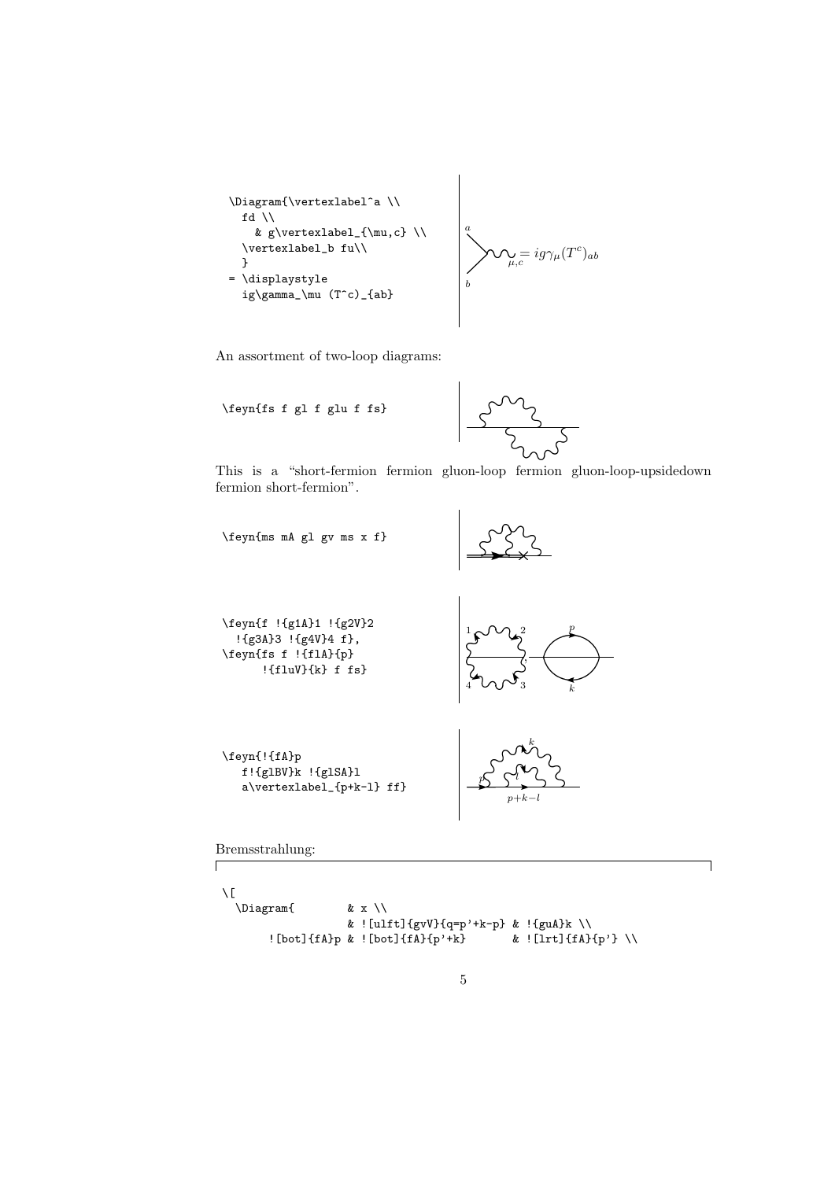```
\Diagram{\vertexlabel^a \\
  fd \\
    & g\vertexlabel_{\mu,c} \\
  \vertexlabel_b fu\\
  }
= \displaystyle
  ig\gamma_\mu (T^c)_{ab}
```

$= ig\gamma_\mu (T^c)_{ab}$

An assortment of two-loop diagrams:

```
\feyn{fs f gl f glu f fs}
```

This is a "short-fermion fermion gluon-loop fermion gluon-loop-upsidedown fermion short-fermion".

```
\feyn{ms mA gl gv ms x f}
```

```
\feyn{f !{g1A}1 !{g2V}2
  !{g3A}3 !{g4V}4 f},
\feyn{fs f !{flA}{p}
      !{fluV}{k} f fs}
```

```
\feyn{!{fA}p
   f!{glBV}k !{glSA}l
   a\vertexlabel_{p+k-l} ff}
```

Bremsstrahlung:

```
\[
  \Diagram{        & x \\
                   & ![ulft]{gvV}{q=p'+k-p} & !{guA}k \\
       ![bot]{fA}p & ![bot]{fA}{p'+k}       & ![lrt]{fA}{p'} \\
```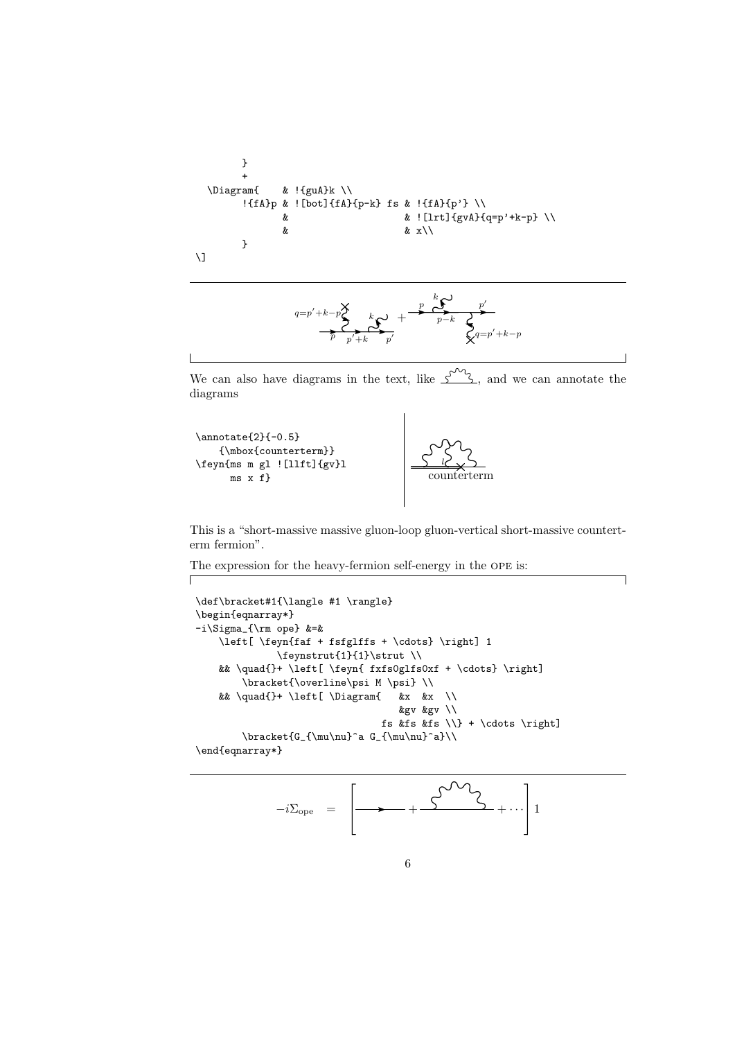```
        }
        +
  \Diagram{    & !{guA}k \\
        !{fA}p & ![bot]{fA}{p-k} fs & !{fA}{p'} \\
               &                      & ![lrt]{gvA}{q=p'+k-p} \\
               &                      & x\\
        }
\]
```

We can also have diagrams in the text, like , and we can annotate the diagrams

```
\annotate{2}{-0.5}
    {\mbox{counterterm}}
\feyn{ms m gl ![llft]{gv}l
      ms x f}
```

counterterm

This is a "short-massive massive gluon-loop gluon-vertical short-massive counterterm fermion".

The expression for the heavy-fermion self-energy in the OPE is:

```
\def\bracket#1{\langle #1 \rangle}
\begin{eqnarray*}
-i\Sigma_{\rm ope} &=&
    \left[ \feyn{faf + fsfglffs + \cdots} \right] 1
            \feynstrut{1}{1}\strut \\
    && \quad{}+ \left[ \feyn{ fxfs0glfs0xf + \cdots} \right]
        \bracket{\overline\psi M \psi} \\
    && \quad{}+ \left[ \Diagram{   &x  &x  \\
                                   &gv &gv \\
                                fs &fs &fs \\} + \cdots \right]
        \bracket{G_{\mu\nu}^a G_{\mu\nu}^a}\\
\end{eqnarray*}
```

$$-i\Sigma_{\rm ope} \quad = \quad \left[ \quad + \quad + \cdots \right] 1$$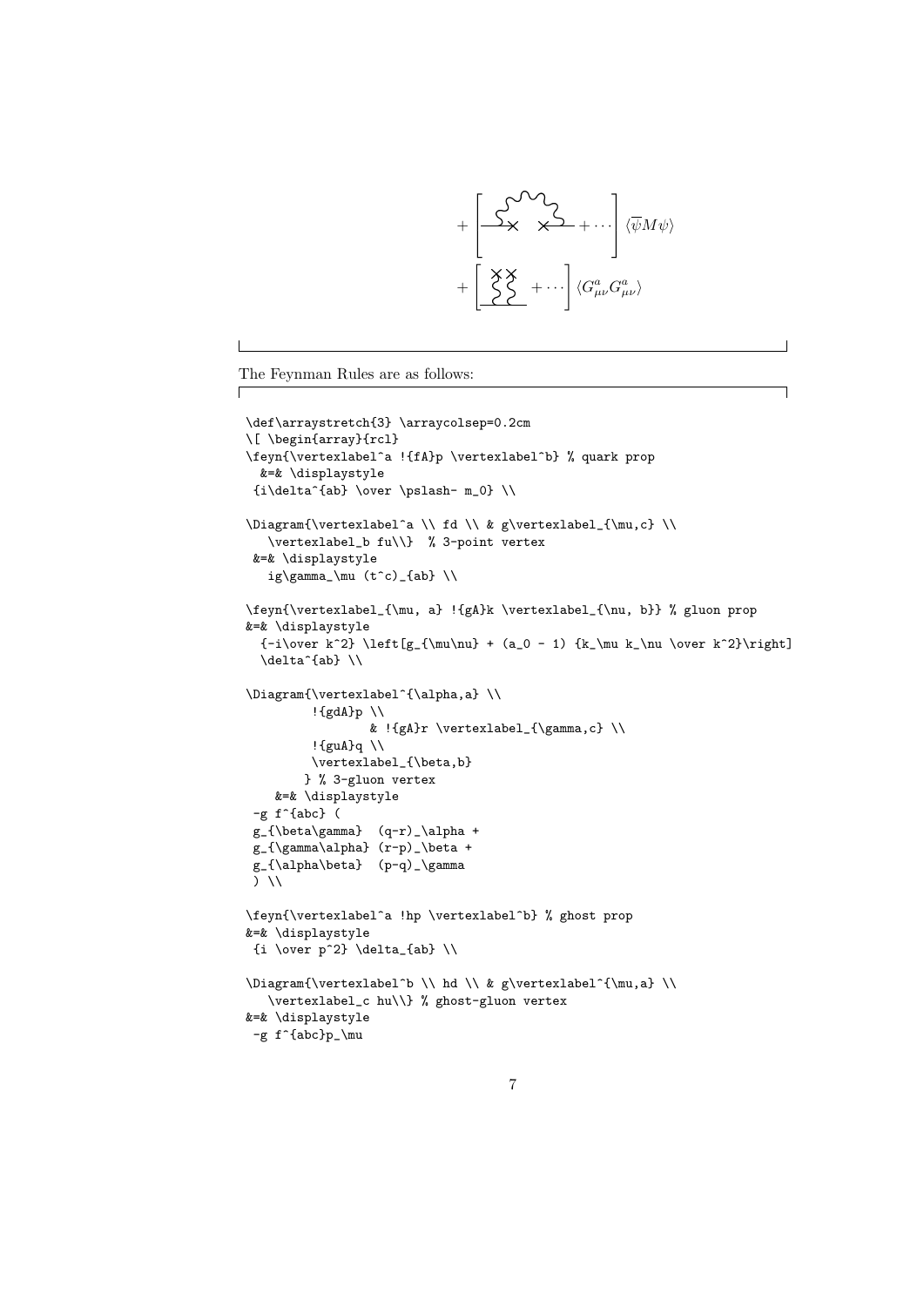$$+\left[\quad + \cdots \right] \langle \overline{\psi} M \psi \rangle$$

$$+\left[\quad + \cdots \right] \langle G^a_{\mu\nu} G^a_{\mu\nu} \rangle$$

The Feynman Rules are as follows:

```
\def\arraystretch{3} \arraycolsep=0.2cm
\[ \begin{array}{rcl}
\feyn{\vertexlabel^a !{fA}p \vertexlabel^b} % quark prop
  &=& \displaystyle
 {i\delta^{ab} \over \pslash- m_0} \\

\Diagram{\vertexlabel^a \\ fd \\ & g\vertexlabel_{\mu,c} \\
   \vertexlabel_b fu\\}  % 3-point vertex
 &=& \displaystyle
   ig\gamma_\mu (t^c)_{ab} \\

\feyn{\vertexlabel_{\mu, a} !{gA}k \vertexlabel_{\nu, b}} % gluon prop
&=& \displaystyle
  {-i\over k^2} \left[g_{\mu\nu} + (a_0 - 1) {k_\mu k_\nu \over k^2}\right]
  \delta^{ab} \\

\Diagram{\vertexlabel^{\alpha,a} \\
         !{gdA}p \\
                 & !{gA}r \vertexlabel_{\gamma,c} \\
         !{guA}q \\
         \vertexlabel_{\beta,b}
        } % 3-gluon vertex
    &=& \displaystyle
 -g f^{abc} (
 g_{\beta\gamma}  (q-r)_\alpha +
 g_{\gamma\alpha} (r-p)_\beta +
 g_{\alpha\beta}  (p-q)_\gamma
 ) \\

\feyn{\vertexlabel^a !hp \vertexlabel^b} % ghost prop
&=& \displaystyle
 {i \over p^2} \delta_{ab} \\

\Diagram{\vertexlabel^b \\ hd \\ & g\vertexlabel^{\mu,a} \\
   \vertexlabel_c hu\\} % ghost-gluon vertex
&=& \displaystyle
 -g f^{abc}p_\mu
```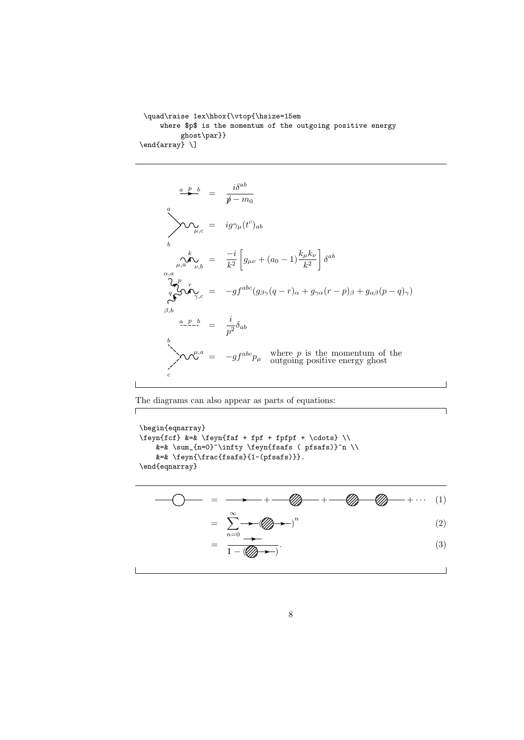```
 \quad\raise 1ex\hbox{\vtop{\hsize=15em
     where $p$ is the momentum of the outgoing positive energy
          ghost\par}}
\end{array} \]
```

---

$$\text{(fermion propagator, } a \xrightarrow{p} b\text{)} = \frac{i\delta^{ab}}{\not{p} - m_0}$$

$$\text{(fermion–gluon vertex, } a, b, \mu, c\text{)} = ig\gamma_\mu (t^c)_{ab}$$

$$\text{(gluon propagator, } \mu, a \xrightarrow{k} \nu, b\text{)} = \frac{-i}{k^2}\left[g_{\mu\nu} + (a_0 - 1)\frac{k_\mu k_\nu}{k^2}\right]\delta^{ab}$$

$$\text{(three-gluon vertex, } \alpha, a;\ \beta, b;\ \gamma, c;\ p, q, r\text{)} = -gf^{abc}(g_{\beta\gamma}(q-r)_\alpha + g_{\gamma\alpha}(r-p)_\beta + g_{\alpha\beta}(p-q)_\gamma)$$

$$\text{(ghost propagator, } a \xrightarrow{p} b\text{)} = \frac{i}{p^2}\delta_{ab}$$

$$\text{(ghost–gluon vertex, } b, c, \mu, a\text{)} = -gf^{abc}p_\mu \quad \text{where } p \text{ is the momentum of the outgoing positive energy ghost}$$

The diagrams can also appear as parts of equations:

```
\begin{eqnarray}
\feyn{fcf} &=& \feyn{faf + fpf + fpfpf + \cdots} \\
    &=& \sum_{n=0}^\infty \feyn{fsafs ( pfsafs)}^n \\
    &=& \feyn{\frac{fsafs}{1-(pfsafs)}}.
\end{eqnarray}
```

$$\text{(full propagator)} = \text{(bare)} + \text{(one blob)} + \text{(two blobs)} + \cdots \quad (1)$$

$$= \sum_{n=0}^{\infty} \text{(bare)}\left(\text{(blob)}\text{(bare)}\right)^n \quad (2)$$

$$= \frac{\text{(bare)}}{1 - \left(\text{(blob)}\text{(bare)}\right)}. \quad (3)$$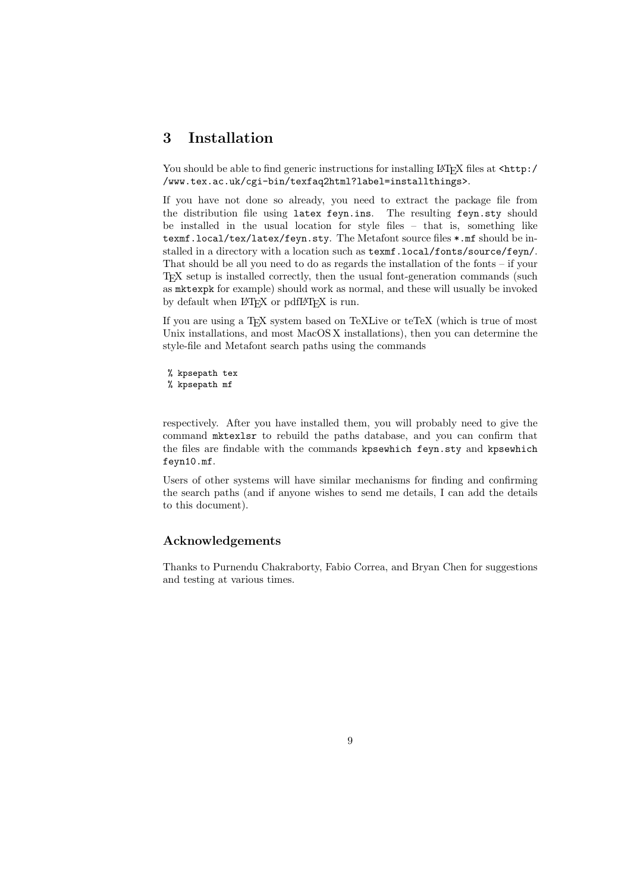## 3 Installation

You should be able to find generic instructions for installing LaTeX files at `<http://www.tex.ac.uk/cgi-bin/texfaq2html?label=installthings>`.

If you have not done so already, you need to extract the package file from the distribution file using `latex feyn.ins`. The resulting `feyn.sty` should be installed in the usual location for style files – that is, something like `texmf.local/tex/latex/feyn.sty`. The Metafont source files `*.mf` should be installed in a directory with a location such as `texmf.local/fonts/source/feyn/`. That should be all you need to do as regards the installation of the fonts – if your TeX setup is installed correctly, then the usual font-generation commands (such as `mktexpk` for example) should work as normal, and these will usually be invoked by default when LaTeX or pdfLaTeX is run.

If you are using a TeX system based on TeXLive or teTeX (which is true of most Unix installations, and most MacOS X installations), then you can determine the style-file and Metafont search paths using the commands

```
% kpsepath tex
% kpsepath mf
```

respectively. After you have installed them, you will probably need to give the command `mktexlsr` to rebuild the paths database, and you can confirm that the files are findable with the commands `kpsewhich feyn.sty` and `kpsewhich feyn10.mf`.

Users of other systems will have similar mechanisms for finding and confirming the search paths (and if anyone wishes to send me details, I can add the details to this document).

### Acknowledgements

Thanks to Purnendu Chakraborty, Fabio Correa, and Bryan Chen for suggestions and testing at various times.